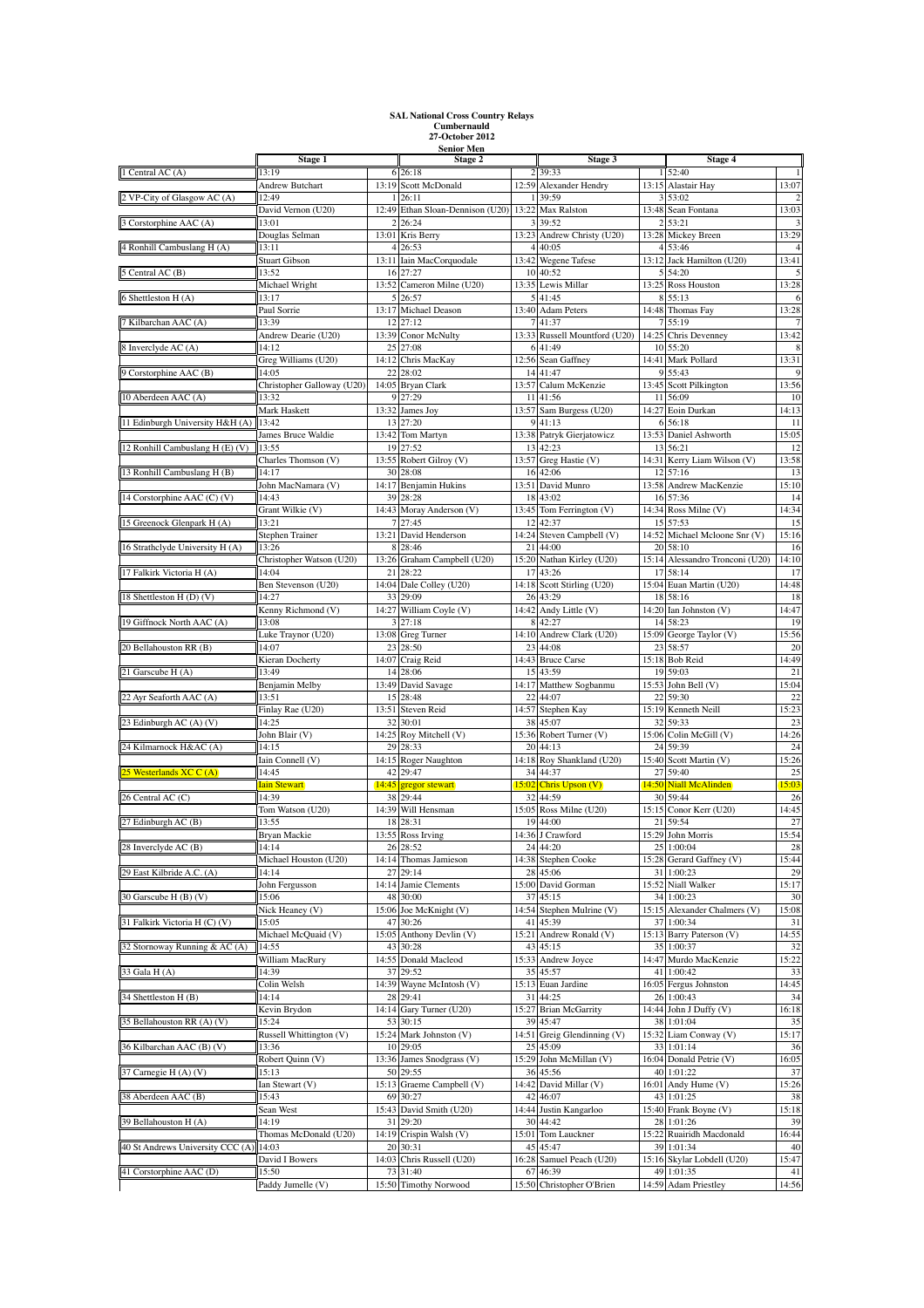# SAL National Cross Country Relays

## Cumbernauld

## 27-October 2012

### Senior Men

| Team | Stage 1 | | Stage 2 | | Stage 3 | | Stage 4 | |
|---|---|---|---|---|---|---|---|---|
| 1 Central AC (A) | 13:19 | 6 | 26:18 | 2 | 39:33 | 1 | 52:40 | 1 |
| | Andrew Butchart | 13:19 | Scott McDonald | 12:59 | Alexander Hendry | 13:15 | Alastair Hay | 13:07 |
| 2 VP-City of Glasgow AC (A) | 12:49 | 1 | 26:11 | 1 | 39:59 | 3 | 53:02 | 2 |
| | David Vernon (U20) | 12:49 | Ethan Sloan-Dennison (U20) | 13:22 | Max Ralston | 13:48 | Sean Fontana | 13:03 |
| 3 Corstorphine AAC (A) | 13:01 | 2 | 26:24 | 3 | 39:52 | 2 | 53:21 | 3 |
| | Douglas Selman | 13:01 | Kris Berry | 13:23 | Andrew Christy (U20) | 13:28 | Mickey Breen | 13:29 |
| 4 Ronhill Cambuslang H (A) | 13:11 | 4 | 26:53 | 4 | 40:05 | 4 | 53:46 | 4 |
| | Stuart Gibson | 13:11 | Iain MacCorquodale | 13:42 | Wegene Tafese | 13:12 | Jack Hamilton (U20) | 13:41 |
| 5 Central AC (B) | 13:52 | 16 | 27:27 | 10 | 40:52 | 5 | 54:20 | 5 |
| | Michael Wright | 13:52 | Cameron Milne (U20) | 13:35 | Lewis Millar | 13:25 | Ross Houston | 13:28 |
| 6 Shettleston H (A) | 13:17 | 5 | 26:57 | 5 | 41:45 | 8 | 55:13 | 6 |
| | Paul Sorrie | 13:17 | Michael Deason | 13:40 | Adam Peters | 14:48 | Thomas Fay | 13:28 |
| 7 Kilbarchan AAC (A) | 13:39 | 12 | 27:12 | 7 | 41:37 | 7 | 55:19 | 7 |
| | Andrew Dearie (U20) | 13:39 | Conor McNulty | 13:33 | Russell Mountford (U20) | 14:25 | Chris Devenney | 13:42 |
| 8 Inverclyde AC (A) | 14:12 | 25 | 27:08 | 6 | 41:49 | 10 | 55:20 | 8 |
| | Greg Williams (U20) | 14:12 | Chris MacKay | 12:56 | Sean Gaffney | 14:41 | Mark Pollard | 13:31 |
| 9 Corstorphine AAC (B) | 14:05 | 22 | 28:02 | 14 | 41:47 | 9 | 55:43 | 9 |
| | Christopher Galloway (U20) | 14:05 | Bryan Clark | 13:57 | Calum McKenzie | 13:45 | Scott Pilkington | 13:56 |
| 10 Aberdeen AAC (A) | 13:32 | 9 | 27:29 | 11 | 41:56 | 11 | 56:09 | 10 |
| | Mark Haskett | 13:32 | James Joy | 13:57 | Sam Burgess (U20) | 14:27 | Eoin Durkan | 14:13 |
| 11 Edinburgh University H&H (A) | 13:42 | 13 | 27:20 | 9 | 41:13 | 6 | 56:18 | 11 |
| | James Bruce Waldie | 13:42 | Tom Martyn | 13:38 | Patryk Gierjatowicz | 13:53 | Daniel Ashworth | 15:05 |
| 12 Ronhill Cambuslang H (E) (V) | 13:55 | 19 | 27:52 | 13 | 42:23 | 13 | 56:21 | 12 |
| | Charles Thomson (V) | 13:55 | Robert Gilroy (V) | 13:57 | Greg Hastie (V) | 14:31 | Kerry Liam Wilson (V) | 13:58 |
| 13 Ronhill Cambuslang H (B) | 14:17 | 30 | 28:08 | 16 | 42:06 | 12 | 57:16 | 13 |
| | John MacNamara (V) | 14:17 | Benjamin Hukins | 13:51 | David Munro | 13:58 | Andrew MacKenzie | 15:10 |
| 14 Corstorphine AAC (C) (V) | 14:43 | 39 | 28:28 | 18 | 43:02 | 16 | 57:36 | 14 |
| | Grant Wilkie (V) | 14:43 | Moray Anderson (V) | 13:45 | Tom Ferrington (V) | 14:34 | Ross Milne (V) | 14:34 |
| 15 Greenock Glenpark H (A) | 13:21 | 7 | 27:45 | 12 | 42:37 | 15 | 57:53 | 15 |
| | Stephen Trainer | 13:21 | David Henderson | 14:24 | Steven Campbell (V) | 14:52 | Michael Mcloone Snr (V) | 15:16 |
| 16 Strathclyde University H (A) | 13:26 | 8 | 28:46 | 21 | 44:00 | 20 | 58:10 | 16 |
| | Christopher Watson (U20) | 13:26 | Graham Campbell (U20) | 15:20 | Nathan Kirley (U20) | 15:14 | Alessandro Tronconi (U20) | 14:10 |
| 17 Falkirk Victoria H (A) | 14:04 | 21 | 28:22 | 17 | 43:26 | 17 | 58:14 | 17 |
| | Ben Stevenson (U20) | 14:04 | Dale Colley (U20) | 14:18 | Scott Stirling (U20) | 15:04 | Euan Martin (U20) | 14:48 |
| 18 Shettleston H (D) (V) | 14:27 | 33 | 29:09 | 26 | 43:29 | 18 | 58:16 | 18 |
| | Kenny Richmond (V) | 14:27 | William Coyle (V) | 14:42 | Andy Little (V) | 14:20 | Ian Johnston (V) | 14:47 |
| 19 Giffnock North AAC (A) | 13:08 | 3 | 27:18 | 8 | 42:27 | 14 | 58:23 | 19 |
| | Luke Traynor (U20) | 13:08 | Greg Turner | 14:10 | Andrew Clark (U20) | 15:09 | George Taylor (V) | 15:56 |
| 20 Bellahouston RR (B) | 14:07 | 23 | 28:50 | 23 | 44:08 | 23 | 58:57 | 20 |
| | Kieran Docherty | 14:07 | Craig Reid | 14:43 | Bruce Carse | 15:18 | Bob Reid | 14:49 |
| 21 Garscube H (A) | 13:49 | 14 | 28:06 | 15 | 43:59 | 19 | 59:03 | 21 |
| | Benjamin Melby | 13:49 | David Savage | 14:17 | Matthew Sogbanmu | 15:53 | John Bell (V) | 15:04 |
| 22 Ayr Seaforth AAC (A) | 13:51 | 15 | 28:48 | 22 | 44:07 | 22 | 59:30 | 22 |
| | Finlay Rae (U20) | 13:51 | Steven Reid | 14:57 | Stephen Kay | 15:19 | Kenneth Neill | 15:23 |
| 23 Edinburgh AC (A) (V) | 14:25 | 32 | 30:01 | 38 | 45:07 | 32 | 59:33 | 23 |
| | John Blair (V) | 14:25 | Roy Mitchell (V) | 15:36 | Robert Turner (V) | 15:06 | Colin McGill (V) | 14:26 |
| 24 Kilmarnock H&AC (A) | 14:15 | 29 | 28:33 | 20 | 44:13 | 24 | 59:39 | 24 |
| | Iain Connell (V) | 14:15 | Roger Naughton | 14:18 | Roy Shankland (U20) | 15:40 | Scott Martin (V) | 15:26 |
| 25 Westerlands XC C (A) | 14:45 | 42 | 29:47 | 34 | 44:37 | 27 | 59:40 | 25 |
| | Iain Stewart | 14:45 | gregor stewart | 15:02 | Chris Upson (V) | 14:50 | Niall McAlinden | 15:03 |
| 26 Central AC (C) | 14:39 | 38 | 29:44 | 32 | 44:59 | 30 | 59:44 | 26 |
| | Tom Watson (U20) | 14:39 | Will Hensman | 15:05 | Ross Milne (U20) | 15:15 | Conor Kerr (U20) | 14:45 |
| 27 Edinburgh AC (B) | 13:55 | 18 | 28:31 | 19 | 44:00 | 21 | 59:54 | 27 |
| | Bryan Mackie | 13:55 | Ross Irving | 14:36 | J Crawford | 15:29 | John Morris | 15:54 |
| 28 Inverclyde AC (B) | 14:14 | 26 | 28:52 | 24 | 44:20 | 25 | 1:00:04 | 28 |
| | Michael Houston (U20) | 14:14 | Thomas Jamieson | 14:38 | Stephen Cooke | 15:28 | Gerard Gaffney (V) | 15:44 |
| 29 East Kilbride A.C. (A) | 14:14 | 27 | 29:14 | 28 | 45:06 | 31 | 1:00:23 | 29 |
| | John Fergusson | 14:14 | Jamie Clements | 15:00 | David Gorman | 15:52 | Niall Walker | 15:17 |
| 30 Garscube H (B) (V) | 15:06 | 48 | 30:00 | 37 | 45:15 | 34 | 1:00:23 | 30 |
| | Nick Heaney (V) | 15:06 | Joe McKnight (V) | 14:54 | Stephen Mulrine (V) | 15:15 | Alexander Chalmers (V) | 15:08 |
| 31 Falkirk Victoria H (C) (V) | 15:05 | 47 | 30:26 | 41 | 45:39 | 37 | 1:00:34 | 31 |
| | Michael McQuaid (V) | 15:05 | Anthony Devlin (V) | 15:21 | Andrew Ronald (V) | 15:13 | Barry Paterson (V) | 14:55 |
| 32 Stornoway Running & AC (A) | 14:55 | 43 | 30:28 | 43 | 45:15 | 35 | 1:00:37 | 32 |
| | William MacRury | 14:55 | Donald Macleod | 15:33 | Andrew Joyce | 14:47 | Murdo MacKenzie | 15:22 |
| 33 Gala H (A) | 14:39 | 37 | 29:52 | 35 | 45:57 | 41 | 1:00:42 | 33 |
| | Colin Welsh | 14:39 | Wayne McIntosh (V) | 15:13 | Euan Jardine | 16:05 | Fergus Johnston | 14:45 |
| 34 Shettleston H (B) | 14:14 | 28 | 29:41 | 31 | 44:25 | 26 | 1:00:43 | 34 |
| | Kevin Brydon | 14:14 | Gary Turner (U20) | 15:27 | Brian McGarrity | 14:44 | John J Duffy (V) | 16:18 |
| 35 Bellahouston RR (A) (V) | 15:24 | 53 | 30:15 | 39 | 45:47 | 38 | 1:01:04 | 35 |
| | Russell Whittington (V) | 15:24 | Mark Johnston (V) | 14:51 | Greig Glendinning (V) | 15:32 | Liam Conway (V) | 15:17 |
| 36 Kilbarchan AAC (B) (V) | 13:36 | 10 | 29:05 | 25 | 45:09 | 33 | 1:01:14 | 36 |
| | Robert Quinn (V) | 13:36 | James Snodgrass (V) | 15:29 | John McMillan (V) | 16:04 | Donald Petrie (V) | 16:05 |
| 37 Carnegie H (A) (V) | 15:13 | 50 | 29:55 | 36 | 45:56 | 40 | 1:01:22 | 37 |
| | Ian Stewart (V) | 15:13 | Graeme Campbell (V) | 14:42 | David Millar (V) | 16:01 | Andy Hume (V) | 15:26 |
| 38 Aberdeen AAC (B) | 15:43 | 69 | 30:27 | 42 | 46:07 | 43 | 1:01:25 | 38 |
| | Sean West | 15:43 | David Smith (U20) | 14:44 | Justin Kangarloo | 15:40 | Frank Boyne (V) | 15:18 |
| 39 Bellahouston H (A) | 14:19 | 31 | 29:20 | 30 | 44:42 | 28 | 1:01:26 | 39 |
| | Thomas McDonald (U20) | 14:19 | Crispin Walsh (V) | 15:01 | Tom Lauckner | 15:22 | Ruairidh Macdonald | 16:44 |
| 40 St Andrews University CCC (A) | 14:03 | 20 | 30:31 | 45 | 45:47 | 39 | 1:01:34 | 40 |
| | David I Bowers | 14:03 | Chris Russell (U20) | 16:28 | Samuel Peach (U20) | 15:16 | Skylar Lobdell (U20) | 15:47 |
| 41 Corstorphine AAC (D) | 15:50 | 73 | 31:40 | 67 | 46:39 | 49 | 1:01:35 | 41 |
| | Paddy Jumelle (V) | 15:50 | Timothy Norwood | 15:50 | Christopher O'Brien | 14:59 | Adam Priestley | 14:56 |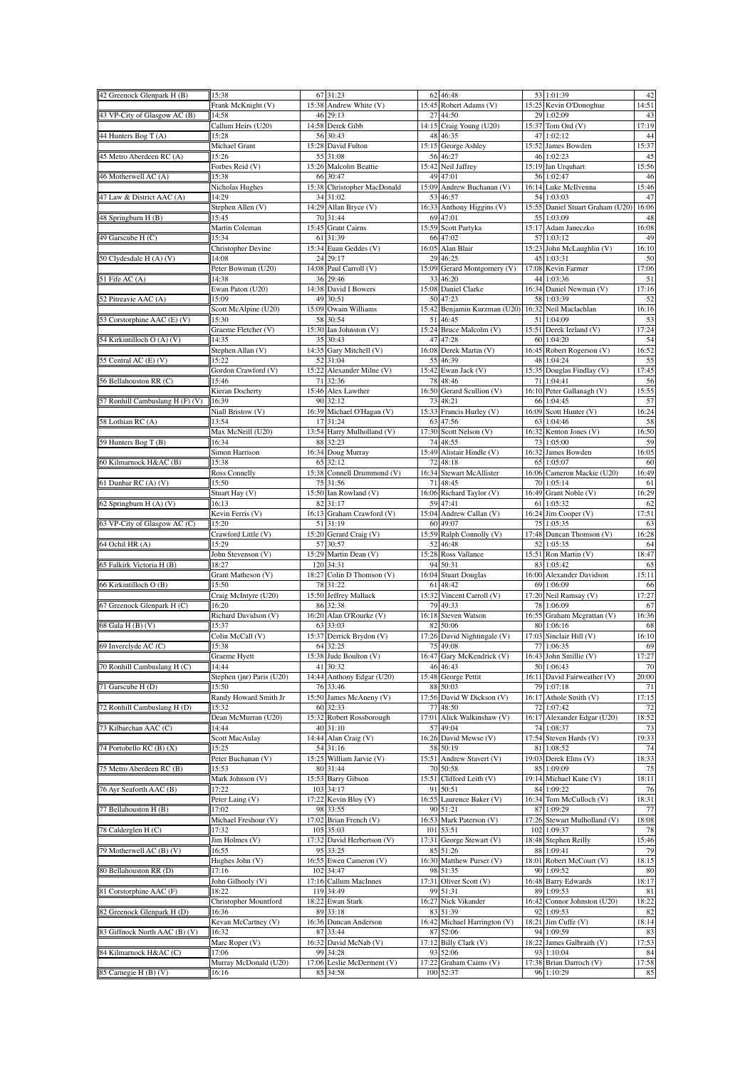| | | | | | | | | |
|---|---|---|---|---|---|---|---|---|
| 42 Greenock Glenpark H (B) | 15:38 | 67 | 31:23 | 62 | 46:48 | 53 | 1:01:39 | 42 |
| | Frank McKnight (V) | 15:38 | Andrew White (V) | 15:45 | Robert Adams (V) | 15:25 | Kevin O'Donoghue | 14:51 |
| 43 VP-City of Glasgow AC (B) | 14:58 | 46 | 29:13 | 27 | 44:50 | 29 | 1:02:09 | 43 |
| | Callum Heirs (U20) | 14:58 | Derek Gibb | 14:15 | Craig Young (U20) | 15:37 | Tom Ord (V) | 17:19 |
| 44 Hunters Bog T (A) | 15:28 | 56 | 30:43 | 48 | 46:35 | 47 | 1:02:12 | 44 |
| | Michael Grant | 15:28 | David Fulton | 15:15 | George Ashley | 15:52 | James Bowden | 15:37 |
| 45 Metro Aberdeen RC (A) | 15:26 | 55 | 31:08 | 56 | 46:27 | 46 | 1:02:23 | 45 |
| | Forbes Reid (V) | 15:26 | Malcolm Beattie | 15:42 | Neil Jaffrey | 15:19 | Ian Urquhart | 15:56 |
| 46 Motherwell AC (A) | 15:38 | 66 | 30:47 | 49 | 47:01 | 56 | 1:02:47 | 46 |
| | Nicholas Hughes | 15:38 | Christopher MacDonald | 15:09 | Andrew Buchanan (V) | 16:14 | Luke McIlvenna | 15:46 |
| 47 Law & District AAC (A) | 14:29 | 34 | 31:02 | 53 | 46:57 | 54 | 1:03:03 | 47 |
| | Stephen Allen (V) | 14:29 | Allan Bryce (V) | 16:33 | Anthony Higgins (V) | 15:55 | Daniel Stuart Graham (U20) | 16:06 |
| 48 Springburn H (B) | 15:45 | 70 | 31:44 | 69 | 47:01 | 55 | 1:03:09 | 48 |
| | Martin Coleman | 15:45 | Grant Cairns | 15:59 | Scott Partyka | 15:17 | Adam Janeczko | 16:08 |
| 49 Garscube H (C) | 15:34 | 61 | 31:39 | 66 | 47:02 | 57 | 1:03:12 | 49 |
| | Christopher Devine | 15:34 | Euan Geddes (V) | 16:05 | Alan Blair | 15:23 | John McLaughlin (V) | 16:10 |
| 50 Clydesdale H (A) (V) | 14:08 | 24 | 29:17 | 29 | 46:25 | 45 | 1:03:31 | 50 |
| | Peter Bowman (U20) | 14:08 | Paul Carroll (V) | 15:09 | Gerard Montgomery (V) | 17:08 | Kevin Farmer | 17:06 |
| 51 Fife AC (A) | 14:38 | 36 | 29:46 | 33 | 46:20 | 44 | 1:03:36 | 51 |
| | Ewan Paton (U20) | 14:38 | David I Bowers | 15:08 | Daniel Clarke | 16:34 | Daniel Newman (V) | 17:16 |
| 52 Pitreavie AAC (A) | 15:09 | 49 | 30:51 | 50 | 47:23 | 58 | 1:03:39 | 52 |
| | Scott McAlpine (U20) | 15:09 | Owain Williams | 15:42 | Benjamin Kurzman (U20) | 16:32 | Neil Maclachlan | 16:16 |
| 53 Corstorphine AAC (E) (V) | 15:30 | 58 | 30:54 | 51 | 46:45 | 51 | 1:04:09 | 53 |
| | Graeme Fletcher (V) | 15:30 | Ian Johnston (V) | 15:24 | Bruce Malcolm (V) | 15:51 | Derek Ireland (V) | 17:24 |
| 54 Kirkintilloch O (A) (V) | 14:35 | 35 | 30:43 | 47 | 47:28 | 60 | 1:04:20 | 54 |
| | Stephen Allan (V) | 14:35 | Gary Mitchell (V) | 16:08 | Derek Martin (V) | 16:45 | Robert Rogerson (V) | 16:52 |
| 55 Central AC (E) (V) | 15:22 | 52 | 31:04 | 55 | 46:39 | 48 | 1:04:24 | 55 |
| | Gordon Crawford (V) | 15:22 | Alexander Milne (V) | 15:42 | Ewan Jack (V) | 15:35 | Douglas Findlay (V) | 17:45 |
| 56 Bellahouston RR (C) | 15:46 | 71 | 32:36 | 78 | 48:46 | 71 | 1:04:41 | 56 |
| | Kieran Docherty | 15:46 | Alex Lawther | 16:50 | Gerard Scullion (V) | 16:10 | Peter Gallanagh (V) | 15:55 |
| 57 Ronhill Cambuslang H (F) (V) | 16:39 | 90 | 32:12 | 73 | 48:21 | 66 | 1:04:45 | 57 |
| | Niall Bristow (V) | 16:39 | Michael O'Hagan (V) | 15:33 | Francis Hurley (V) | 16:09 | Scott Hunter (V) | 16:24 |
| 58 Lothian RC (A) | 13:54 | 17 | 31:24 | 63 | 47:56 | 63 | 1:04:46 | 58 |
| | Max McNeill (U20) | 13:54 | Harry Mulholland (V) | 17:30 | Scott Nelson (V) | 16:32 | Kenton Jones (V) | 16:50 |
| 59 Hunters Bog T (B) | 16:34 | 88 | 32:23 | 74 | 48:55 | 73 | 1:05:00 | 59 |
| | Simon Harrison | 16:34 | Doug Murray | 15:49 | Alistair Hindle (V) | 16:32 | James Bowden | 16:05 |
| 60 Kilmarnock H&AC (B) | 15:38 | 65 | 32:12 | 72 | 48:18 | 65 | 1:05:07 | 60 |
| | Ross Connelly | 15:38 | Connell Drummond (V) | 16:34 | Stewart McAllister | 16:06 | Cameron Mackie (U20) | 16:49 |
| 61 Dunbar RC (A) (V) | 15:50 | 75 | 31:56 | 71 | 48:45 | 70 | 1:05:14 | 61 |
| | Stuart Hay (V) | 15:50 | Ian Rowland (V) | 16:06 | Richard Taylor (V) | 16:49 | Grant Noble (V) | 16:29 |
| 62 Springburn H (A) (V) | 16:13 | 82 | 31:17 | 59 | 47:41 | 61 | 1:05:32 | 62 |
| | Kevin Ferris (V) | 16:13 | Graham Crawford (V) | 15:04 | Andrew Callan (V) | 16:24 | Jim Cooper (V) | 17:51 |
| 63 VP-City of Glasgow AC (C) | 15:20 | 51 | 31:19 | 60 | 49:07 | 75 | 1:05:35 | 63 |
| | Crawford Little (V) | 15:20 | Gerard Craig (V) | 15:59 | Ralph Connolly (V) | 17:48 | Duncan Thomson (V) | 16:28 |
| 64 Ochil HR (A) | 15:29 | 57 | 30:57 | 52 | 46:48 | 52 | 1:05:35 | 64 |
| | John Stevenson (V) | 15:29 | Martin Dean (V) | 15:28 | Ross Vallance | 15:51 | Ron Martin (V) | 18:47 |
| 65 Falkirk Victoria H (B) | 18:27 | 120 | 34:31 | 94 | 50:31 | 83 | 1:05:42 | 65 |
| | Grant Matheson (V) | 18:27 | Colin D Thomson (V) | 16:04 | Stuart Douglas | 16:00 | Alexander Davidson | 15:11 |
| 66 Kirkintilloch O (B) | 15:50 | 78 | 31:22 | 61 | 48:42 | 69 | 1:06:09 | 66 |
| | Craig McIntyre (U20) | 15:50 | Jeffrey Malluck | 15:32 | Vincent Carroll (V) | 17:20 | Neil Ramsay (V) | 17:27 |
| 67 Greenock Glenpark H (C) | 16:20 | 86 | 32:38 | 79 | 49:33 | 78 | 1:06:09 | 67 |
| | Richard Davidson (V) | 16:20 | Alan O'Rourke (V) | 16:18 | Steven Watson | 16:55 | Graham Mcgrattan (V) | 16:36 |
| 68 Gala H (B) (V) | 15:37 | 63 | 33:03 | 82 | 50:06 | 80 | 1:06:16 | 68 |
| | Colin McCall (V) | 15:37 | Derrick Brydon (V) | 17:26 | David Nightingale (V) | 17:03 | Sinclair Hill (V) | 16:10 |
| 69 Inverclyde AC (C) | 15:38 | 64 | 32:25 | 75 | 49:08 | 77 | 1:06:35 | 69 |
| | Graeme Hyett | 15:38 | Jude Boulton (V) | 16:47 | Gary McKendrick (V) | 16:43 | John Smillie (V) | 17:27 |
| 70 Ronhill Cambuslang H (C) | 14:44 | 41 | 30:32 | 46 | 46:43 | 50 | 1:06:43 | 70 |
| | Stephen (jnr) Paris (U20) | 14:44 | Anthony Edgar (U20) | 15:48 | George Pettit | 16:11 | David Fairweather (V) | 20:00 |
| 71 Garscube H (D) | 15:50 | 76 | 33:46 | 88 | 50:03 | 79 | 1:07:18 | 71 |
| | Randy Howard Smith Jr | 15:50 | James McAneny (V) | 17:56 | David W Dickson (V) | 16:17 | Athole Smith (V) | 17:15 |
| 72 Ronhill Cambuslang H (D) | 15:32 | 60 | 32:33 | 77 | 48:50 | 72 | 1:07:42 | 72 |
| | Dean McMurran (U20) | 15:32 | Robert Rossborough | 17:01 | Alick Walkinshaw (V) | 16:17 | Alexander Edgar (U20) | 18:52 |
| 73 Kilbarchan AAC (C) | 14:44 | 40 | 31:10 | 57 | 49:04 | 74 | 1:08:37 | 73 |
| | Scott MacAulay | 14:44 | Alan Craig (V) | 16:26 | David Mewse (V) | 17:54 | Steven Hards (V) | 19:33 |
| 74 Portobello RC (B) (X) | 15:25 | 54 | 31:16 | 58 | 50:19 | 81 | 1:08:52 | 74 |
| | Peter Buchanan (V) | 15:25 | William Jarvie (V) | 15:51 | Andrew Stavert (V) | 19:03 | Derek Elms (V) | 18:33 |
| 75 Metro Aberdeen RC (B) | 15:53 | 80 | 31:44 | 70 | 50:58 | 85 | 1:09:09 | 75 |
| | Mark Johnson (V) | 15:53 | Barry Gibson | 15:51 | Clifford Leith (V) | 19:14 | Michael Kane (V) | 18:11 |
| 76 Ayr Seaforth AAC (B) | 17:22 | 103 | 34:17 | 91 | 50:51 | 84 | 1:09:22 | 76 |
| | Peter Laing (V) | 17:22 | Kevin Bloy (V) | 16:55 | Laurence Baker (V) | 16:34 | Tom McCulloch (V) | 18:31 |
| 77 Bellahouston H (B) | 17:02 | 98 | 33:55 | 90 | 51:21 | 87 | 1:09:29 | 77 |
| | Michael Freshour (V) | 17:02 | Brian French (V) | 16:53 | Mark Paterson (V) | 17:26 | Stewart Mulholland (V) | 18:08 |
| 78 Calderglen H (C) | 17:32 | 105 | 35:03 | 101 | 53:51 | 102 | 1:09:37 | 78 |
| | Jim Holmes (V) | 17:32 | David Herbertson (V) | 17:31 | George Stewart (V) | 18:48 | Stephen Reilly | 15:46 |
| 79 Motherwell AC (B) (V) | 16:55 | 95 | 33:25 | 85 | 51:26 | 88 | 1:09:41 | 79 |
| | Hughes John (V) | 16:55 | Ewen Cameron (V) | 16:30 | Matthew Purser (V) | 18:01 | Robert McCourt (V) | 18:15 |
| 80 Bellahouston RR (D) | 17:16 | 102 | 34:47 | 98 | 51:35 | 90 | 1:09:52 | 80 |
| | John Gilhooly (V) | 17:16 | Callum MacInnes | 17:31 | Oliver Scott (V) | 16:48 | Barry Edwards | 18:17 |
| 81 Corstorphine AAC (F) | 18:22 | 119 | 34:49 | 99 | 51:31 | 89 | 1:09:53 | 81 |
| | Christopher Mountford | 18:22 | Ewan Stark | 16:27 | Nick Vikander | 16:42 | Connor Johnston (U20) | 18:22 |
| 82 Greenock Glenpark H (D) | 16:36 | 89 | 33:18 | 83 | 51:39 | 92 | 1:09:53 | 82 |
| | Kevan McCartney (V) | 16:36 | Duncan Anderson | 16:42 | Michael Harrington (V) | 18:21 | Jim Cuffe (V) | 18:14 |
| 83 Giffnock North AAC (B) (V) | 16:32 | 87 | 33:44 | 87 | 52:06 | 94 | 1:09:59 | 83 |
| | Marc Roper (V) | 16:32 | David McNab (V) | 17:12 | Billy Clark (V) | 18:22 | James Galbraith (V) | 17:53 |
| 84 Kilmarnock H&AC (C) | 17:06 | 99 | 34:28 | 93 | 52:06 | 93 | 1:10:04 | 84 |
| | Murray McDonald (U20) | 17:06 | Leslie McDerment (V) | 17:22 | Graham Cairns (V) | 17:38 | Brian Darroch (V) | 17:58 |
| 85 Carnegie H (B) (V) | 16:16 | 85 | 34:58 | 100 | 52:37 | 96 | 1:10:29 | 85 |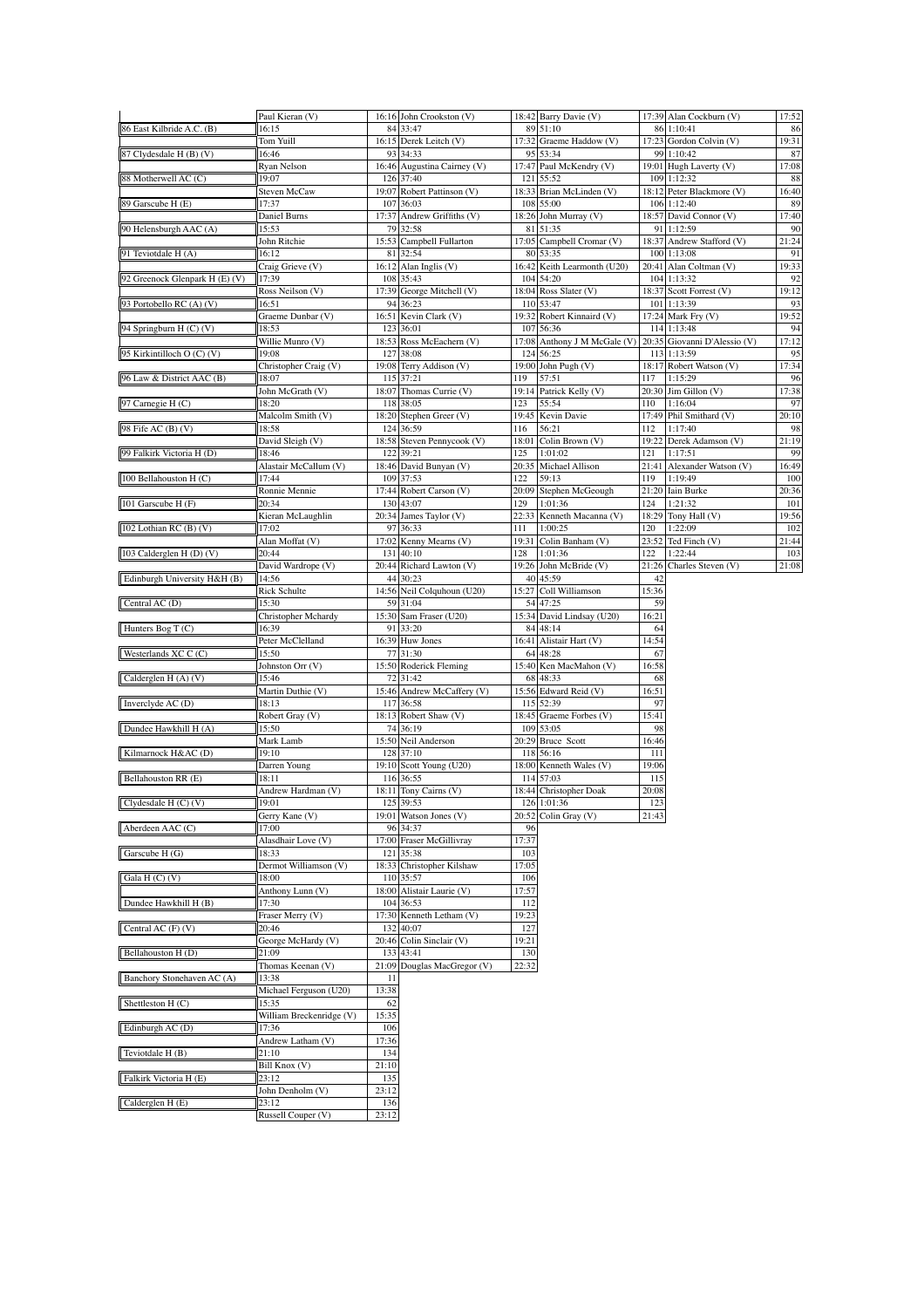| | | | | | | | | |
|---|---|---|---|---|---|---|---|---|
| | Paul Kieran (V) | 16:16 | John Crookston (V) | 18:42 | Barry Davie (V) | 17:39 | Alan Cockburn (V) | 17:52 |
| 86 East Kilbride A.C. (B) | 16:15 | 84 | 33:47 | 89 | 51:10 | 86 | 1:10:41 | 86 |
| | Tom Yuill | 16:15 | Derek Leitch (V) | 17:32 | Graeme Haddow (V) | 17:23 | Gordon Colvin (V) | 19:31 |
| 87 Clydesdale H (B) (V) | 16:46 | 93 | 34:33 | 95 | 53:34 | 99 | 1:10:42 | 87 |
| | Ryan Nelson | 16:46 | Augustina Cairney (V) | 17:47 | Paul McKendry (V) | 19:01 | Hugh Laverty (V) | 17:08 |
| 88 Motherwell AC (C) | 19:07 | 126 | 37:40 | 121 | 55:52 | 109 | 1:12:32 | 88 |
| | Steven McCaw | 19:07 | Robert Pattinson (V) | 18:33 | Brian McLinden (V) | 18:12 | Peter Blackmore (V) | 16:40 |
| 89 Garscube H (E) | 17:37 | 107 | 36:03 | 108 | 55:00 | 106 | 1:12:40 | 89 |
| | Daniel Burns | 17:37 | Andrew Griffiths (V) | 18:26 | John Murray (V) | 18:57 | David Connor (V) | 17:40 |
| 90 Helensburgh AAC (A) | 15:53 | 79 | 32:58 | 81 | 51:35 | 91 | 1:12:59 | 90 |
| | John Ritchie | 15:53 | Campbell Fullarton | 17:05 | Campbell Cromar (V) | 18:37 | Andrew Stafford (V) | 21:24 |
| 91 Teviotdale H (A) | 16:12 | 81 | 32:54 | 80 | 53:35 | 100 | 1:13:08 | 91 |
| | Craig Grieve (V) | 16:12 | Alan Inglis (V) | 16:42 | Keith Learmonth (U20) | 20:41 | Alan Coltman (V) | 19:33 |
| 92 Greenock Glenpark H (E) (V) | 17:39 | 108 | 35:43 | 104 | 54:20 | 104 | 1:13:32 | 92 |
| | Ross Neilson (V) | 17:39 | George Mitchell (V) | 18:04 | Ross Slater (V) | 18:37 | Scott Forrest (V) | 19:12 |
| 93 Portobello RC (A) (V) | 16:51 | 94 | 36:23 | 110 | 53:47 | 101 | 1:13:39 | 93 |
| | Graeme Dunbar (V) | 16:51 | Kevin Clark (V) | 19:32 | Robert Kinnaird (V) | 17:24 | Mark Fry (V) | 19:52 |
| 94 Springburn H (C) (V) | 18:53 | 123 | 36:01 | 107 | 56:36 | 114 | 1:13:48 | 94 |
| | Willie Munro (V) | 18:53 | Ross McEachern (V) | 17:08 | Anthony J M McGale (V) | 20:35 | Giovanni D'Alessio (V) | 17:12 |
| 95 Kirkintilloch O (C) (V) | 19:08 | 127 | 38:08 | 124 | 56:25 | 113 | 1:13:59 | 95 |
| | Christopher Craig (V) | 19:08 | Terry Addison (V) | 19:00 | John Pugh (V) | 18:17 | Robert Watson (V) | 17:34 |
| 96 Law & District AAC (B) | 18:07 | 115 | 37:21 | 119 | 57:51 | 117 | 1:15:29 | 96 |
| | John McGrath (V) | 18:07 | Thomas Currie (V) | 19:14 | Patrick Kelly (V) | 20:30 | Jim Gillon (V) | 17:38 |
| 97 Carnegie H (C) | 18:20 | 118 | 38:05 | 123 | 55:54 | 110 | 1:16:04 | 97 |
| | Malcolm Smith (V) | 18:20 | Stephen Greer (V) | 19:45 | Kevin Davie | 17:49 | Phil Smithard (V) | 20:10 |
| 98 Fife AC (B) (V) | 18:58 | 124 | 36:59 | 116 | 56:21 | 112 | 1:17:40 | 98 |
| | David Sleigh (V) | 18:58 | Steven Pennycook (V) | 18:01 | Colin Brown (V) | 19:22 | Derek Adamson (V) | 21:19 |
| 99 Falkirk Victoria H (D) | 18:46 | 122 | 39:21 | 125 | 1:01:02 | 121 | 1:17:51 | 99 |
| | Alastair McCallum (V) | 18:46 | David Bunyan (V) | 20:35 | Michael Allison | 21:41 | Alexander Watson (V) | 16:49 |
| 100 Bellahouston H (C) | 17:44 | 109 | 37:53 | 122 | 59:13 | 119 | 1:19:49 | 100 |
| | Ronnie Mennie | 17:44 | Robert Carson (V) | 20:09 | Stephen McGeough | 21:20 | Iain Burke | 20:36 |
| 101 Garscube H (F) | 20:34 | 130 | 43:07 | 129 | 1:01:36 | 124 | 1:21:32 | 101 |
| | Kieran McLaughlin | 20:34 | James Taylor (V) | 22:33 | Kenneth Macanna (V) | 18:29 | Tony Hall (V) | 19:56 |
| 102 Lothian RC (B) (V) | 17:02 | 97 | 36:33 | 111 | 1:00:25 | 120 | 1:22:09 | 102 |
| | Alan Moffat (V) | 17:02 | Kenny Mearns (V) | 19:31 | Colin Banham (V) | 23:52 | Ted Finch (V) | 21:44 |
| 103 Calderglen H (D) (V) | 20:44 | 131 | 40:10 | 128 | 1:01:36 | 122 | 1:22:44 | 103 |
| | David Wardrope (V) | 20:44 | Richard Lawton (V) | 19:26 | John McBride (V) | 21:26 | Charles Steven (V) | 21:08 |
| Edinburgh University H&H (B) | 14:56 | 44 | 30:23 | 40 | 45:59 | 42 | | |
| | Rick Schulte | 14:56 | Neil Colquhoun (U20) | 15:27 | Coll Williamson | 15:36 | | |
| Central AC (D) | 15:30 | 59 | 31:04 | 54 | 47:25 | 59 | | |
| | Christopher Mchardy | 15:30 | Sam Fraser (U20) | 15:34 | David Lindsay (U20) | 16:21 | | |
| Hunters Bog T (C) | 16:39 | 91 | 33:20 | 84 | 48:14 | 64 | | |
| | Peter McClelland | 16:39 | Huw Jones | 16:41 | Alistair Hart (V) | 14:54 | | |
| Westerlands XC C (C) | 15:50 | 77 | 31:30 | 64 | 48:28 | 67 | | |
| | Johnston Orr (V) | 15:50 | Roderick Fleming | 15:40 | Ken MacMahon (V) | 16:58 | | |
| Calderglen H (A) (V) | 15:46 | 72 | 31:42 | 68 | 48:33 | 68 | | |
| | Martin Duthie (V) | 15:46 | Andrew McCaffery (V) | 15:56 | Edward Reid (V) | 16:51 | | |
| Inverclyde AC (D) | 18:13 | 117 | 36:58 | 115 | 52:39 | 97 | | |
| | Robert Gray (V) | 18:13 | Robert Shaw (V) | 18:45 | Graeme Forbes (V) | 15:41 | | |
| Dundee Hawkhill H (A) | 15:50 | 74 | 36:19 | 109 | 53:05 | 98 | | |
| | Mark Lamb | 15:50 | Neil Anderson | 20:29 | Bruce Scott | 16:46 | | |
| Kilmarnock H&AC (D) | 19:10 | 128 | 37:10 | 118 | 56:16 | 111 | | |
| | Darren Young | 19:10 | Scott Young (U20) | 18:00 | Kenneth Wales (V) | 19:06 | | |
| Bellahouston RR (E) | 18:11 | 116 | 36:55 | 114 | 57:03 | 115 | | |
| | Andrew Hardman (V) | 18:11 | Tony Cairns (V) | 18:44 | Christopher Doak | 20:08 | | |
| Clydesdale H (C) (V) | 19:01 | 125 | 39:53 | 126 | 1:01:36 | 123 | | |
| | Gerry Kane (V) | 19:01 | Watson Jones (V) | 20:52 | Colin Gray (V) | 21:43 | | |
| Aberdeen AAC (C) | 17:00 | 96 | 34:37 | 96 | | | | |
| | Alasdhair Love (V) | 17:00 | Fraser McGillivray | 17:37 | | | | |
| Garscube H (G) | 18:33 | 121 | 35:38 | 103 | | | | |
| | Dermot Williamson (V) | 18:33 | Christopher Kilshaw | 17:05 | | | | |
| Gala H (C) (V) | 18:00 | 110 | 35:57 | 106 | | | | |
| | Anthony Lunn (V) | 18:00 | Alistair Laurie (V) | 17:57 | | | | |
| Dundee Hawkhill H (B) | 17:30 | 104 | 36:53 | 112 | | | | |
| | Fraser Merry (V) | 17:30 | Kenneth Letham (V) | 19:23 | | | | |
| Central AC (F) (V) | 20:46 | 132 | 40:07 | 127 | | | | |
| | George McHardy (V) | 20:46 | Colin Sinclair (V) | 19:21 | | | | |
| Bellahouston H (D) | 21:09 | 133 | 43:41 | 130 | | | | |
| | Thomas Keenan (V) | 21:09 | Douglas MacGregor (V) | 22:32 | | | | |
| Banchory Stonehaven AC (A) | 13:38 | 11 | | | | | | |
| | Michael Ferguson (U20) | 13:38 | | | | | | |
| Shettleston H (C) | 15:35 | 62 | | | | | | |
| | William Breckenridge (V) | 15:35 | | | | | | |
| Edinburgh AC (D) | 17:36 | 106 | | | | | | |
| | Andrew Latham (V) | 17:36 | | | | | | |
| Teviotdale H (B) | 21:10 | 134 | | | | | | |
| | Bill Knox (V) | 21:10 | | | | | | |
| Falkirk Victoria H (E) | 23:12 | 135 | | | | | | |
| | John Denholm (V) | 23:12 | | | | | | |
| Calderglen H (E) | 23:12 | 136 | | | | | | |
| | Russell Couper (V) | 23:12 | | | | | | |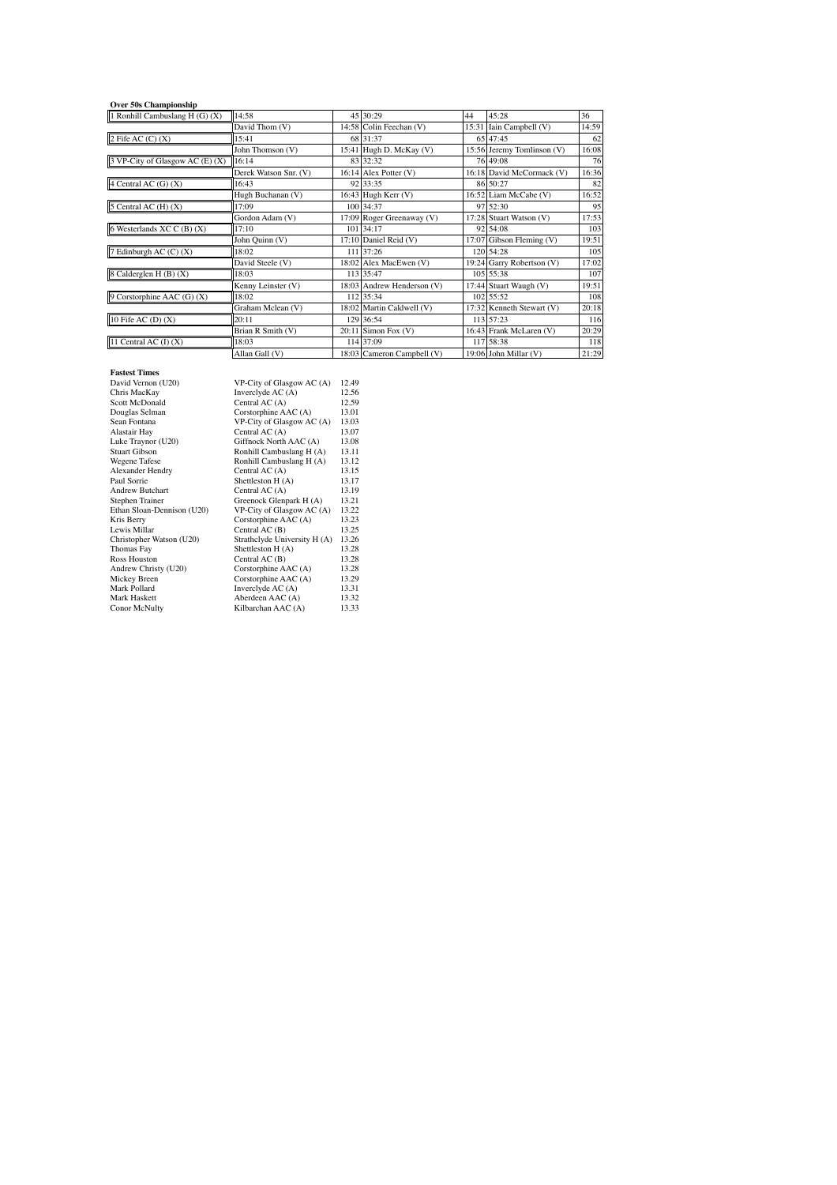**Over 50s Championship**

| | | | | | | | |
|---|---|---|---|---|---|---|---|
| 1 Ronhill Cambuslang H (G) (X) | 14:58 | 45 | 30:29 | 44 | 45:28 | 36 | |
| | David Thom (V) | 14:58 | Colin Feechan (V) | 15:31 | Iain Campbell (V) | 14:59 | |
| 2 Fife AC (C) (X) | 15:41 | 68 | 31:37 | 65 | 47:45 | 62 | |
| | John Thomson (V) | 15:41 | Hugh D. McKay (V) | 15:56 | Jeremy Tomlinson (V) | 16:08 | |
| 3 VP-City of Glasgow AC (E) (X) | 16:14 | 83 | 32:32 | 76 | 49:08 | 76 | |
| | Derek Watson Snr. (V) | 16:14 | Alex Potter (V) | 16:18 | David McCormack (V) | 16:36 | |
| 4 Central AC (G) (X) | 16:43 | 92 | 33:35 | 86 | 50:27 | 82 | |
| | Hugh Buchanan (V) | 16:43 | Hugh Kerr (V) | 16:52 | Liam McCabe (V) | 16:52 | |
| 5 Central AC (H) (X) | 17:09 | 100 | 34:37 | 97 | 52:30 | 95 | |
| | Gordon Adam (V) | 17:09 | Roger Greenaway (V) | 17:28 | Stuart Watson (V) | 17:53 | |
| 6 Westerlands XC C (B) (X) | 17:10 | 101 | 34:17 | 92 | 54:08 | 103 | |
| | John Quinn (V) | 17:10 | Daniel Reid (V) | 17:07 | Gibson Fleming (V) | 19:51 | |
| 7 Edinburgh AC (C) (X) | 18:02 | 111 | 37:26 | 120 | 54:28 | 105 | |
| | David Steele (V) | 18:02 | Alex MacEwen (V) | 19:24 | Garry Robertson (V) | 17:02 | |
| 8 Calderglen H (B) (X) | 18:03 | 113 | 35:47 | 105 | 55:38 | 107 | |
| | Kenny Leinster (V) | 18:03 | Andrew Henderson (V) | 17:44 | Stuart Waugh (V) | 19:51 | |
| 9 Corstorphine AAC (G) (X) | 18:02 | 112 | 35:34 | 102 | 55:52 | 108 | |
| | Graham Mclean (V) | 18:02 | Martin Caldwell (V) | 17:32 | Kenneth Stewart (V) | 20:18 | |
| 10 Fife AC (D) (X) | 20:11 | 129 | 36:54 | 113 | 57:23 | 116 | |
| | Brian R Smith (V) | 20:11 | Simon Fox (V) | 16:43 | Frank McLaren (V) | 20:29 | |
| 11 Central AC (I) (X) | 18:03 | 114 | 37:09 | 117 | 58:38 | 118 | |
| | Allan Gall (V) | 18:03 | Cameron Campbell (V) | 19:06 | John Millar (V) | 21:29 | |

**Fastest Times**

| | | |
|---|---|---|
| David Vernon (U20) | VP-City of Glasgow AC (A) | 12.49 |
| Chris MacKay | Inverclyde AC (A) | 12.56 |
| Scott McDonald | Central AC (A) | 12.59 |
| Douglas Selman | Corstorphine AAC (A) | 13.01 |
| Sean Fontana | VP-City of Glasgow AC (A) | 13.03 |
| Alastair Hay | Central AC (A) | 13.07 |
| Luke Traynor (U20) | Giffnock North AAC (A) | 13.08 |
| Stuart Gibson | Ronhill Cambuslang H (A) | 13.11 |
| Wegene Tafese | Ronhill Cambuslang H (A) | 13.12 |
| Alexander Hendry | Central AC (A) | 13.15 |
| Paul Sorrie | Shettleston H (A) | 13.17 |
| Andrew Butchart | Central AC (A) | 13.19 |
| Stephen Trainer | Greenock Glenpark H (A) | 13.21 |
| Ethan Sloan-Dennison (U20) | VP-City of Glasgow AC (A) | 13.22 |
| Kris Berry | Corstorphine AAC (A) | 13.23 |
| Lewis Millar | Central AC (B) | 13.25 |
| Christopher Watson (U20) | Strathclyde University H (A) | 13.26 |
| Thomas Fay | Shettleston H (A) | 13.28 |
| Ross Houston | Central AC (B) | 13.28 |
| Andrew Christy (U20) | Corstorphine AAC (A) | 13.28 |
| Mickey Breen | Corstorphine AAC (A) | 13.29 |
| Mark Pollard | Inverclyde AC (A) | 13.31 |
| Mark Haskett | Aberdeen AAC (A) | 13.32 |
| Conor McNulty | Kilbarchan AAC (A) | 13.33 |